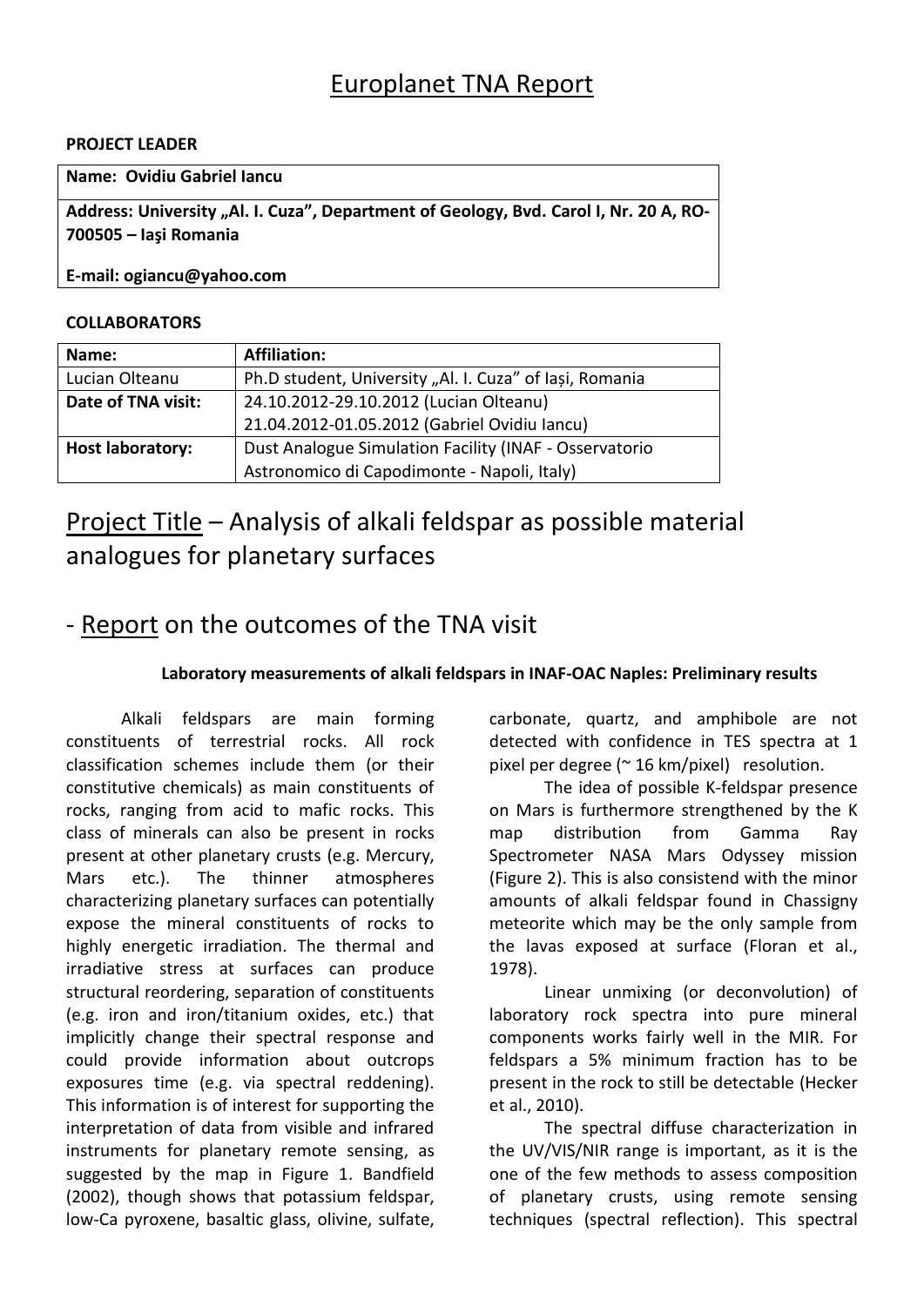# Europlanet TNA Report

**PROJECT LEADER**

| |
|---|
| **Name: Ovidiu Gabriel Iancu** |
| **Address: University „Al. I. Cuza", Department of Geology, Bvd. Carol I, Nr. 20 A, RO-700505 – Iaşi Romania** |
| **E-mail: ogiancu@yahoo.com** |

**COLLABORATORS**

| **Name:** | **Affiliation:** |
|---|---|
| Lucian Olteanu | Ph.D student, University „Al. I. Cuza" of Iași, Romania |
| **Date of TNA visit:** | 24.10.2012-29.10.2012 (Lucian Olteanu)<br>21.04.2012-01.05.2012 (Gabriel Ovidiu Iancu) |
| **Host laboratory:** | Dust Analogue Simulation Facility (INAF - Osservatorio Astronomico di Capodimonte - Napoli, Italy) |

## Project Title – Analysis of alkali feldspar as possible material analogues for planetary surfaces

## - Report on the outcomes of the TNA visit

#### Laboratory measurements of alkali feldspars in INAF-OAC Naples: Preliminary results

Alkali feldspars are main forming constituents of terrestrial rocks. All rock classification schemes include them (or their constitutive chemicals) as main constituents of rocks, ranging from acid to mafic rocks. This class of minerals can also be present in rocks present at other planetary crusts (e.g. Mercury, Mars etc.). The thinner atmospheres characterizing planetary surfaces can potentially expose the mineral constituents of rocks to highly energetic irradiation. The thermal and irradiative stress at surfaces can produce structural reordering, separation of constituents (e.g. iron and iron/titanium oxides, etc.) that implicitly change their spectral response and could provide information about outcrops exposures time (e.g. via spectral reddening). This information is of interest for supporting the interpretation of data from visible and infrared instruments for planetary remote sensing, as suggested by the map in Figure 1. Bandfield (2002), though shows that potassium feldspar, low-Ca pyroxene, basaltic glass, olivine, sulfate, carbonate, quartz, and amphibole are not detected with confidence in TES spectra at 1 pixel per degree (~ 16 km/pixel) resolution.

The idea of possible K-feldspar presence on Mars is furthermore strengthened by the K map distribution from Gamma Ray Spectrometer NASA Mars Odyssey mission (Figure 2). This is also consistend with the minor amounts of alkali feldspar found in Chassigny meteorite which may be the only sample from the lavas exposed at surface (Floran et al., 1978).

Linear unmixing (or deconvolution) of laboratory rock spectra into pure mineral components works fairly well in the MIR. For feldspars a 5% minimum fraction has to be present in the rock to still be detectable (Hecker et al., 2010).

The spectral diffuse characterization in the UV/VIS/NIR range is important, as it is the one of the few methods to assess composition of planetary crusts, using remote sensing techniques (spectral reflection). This spectral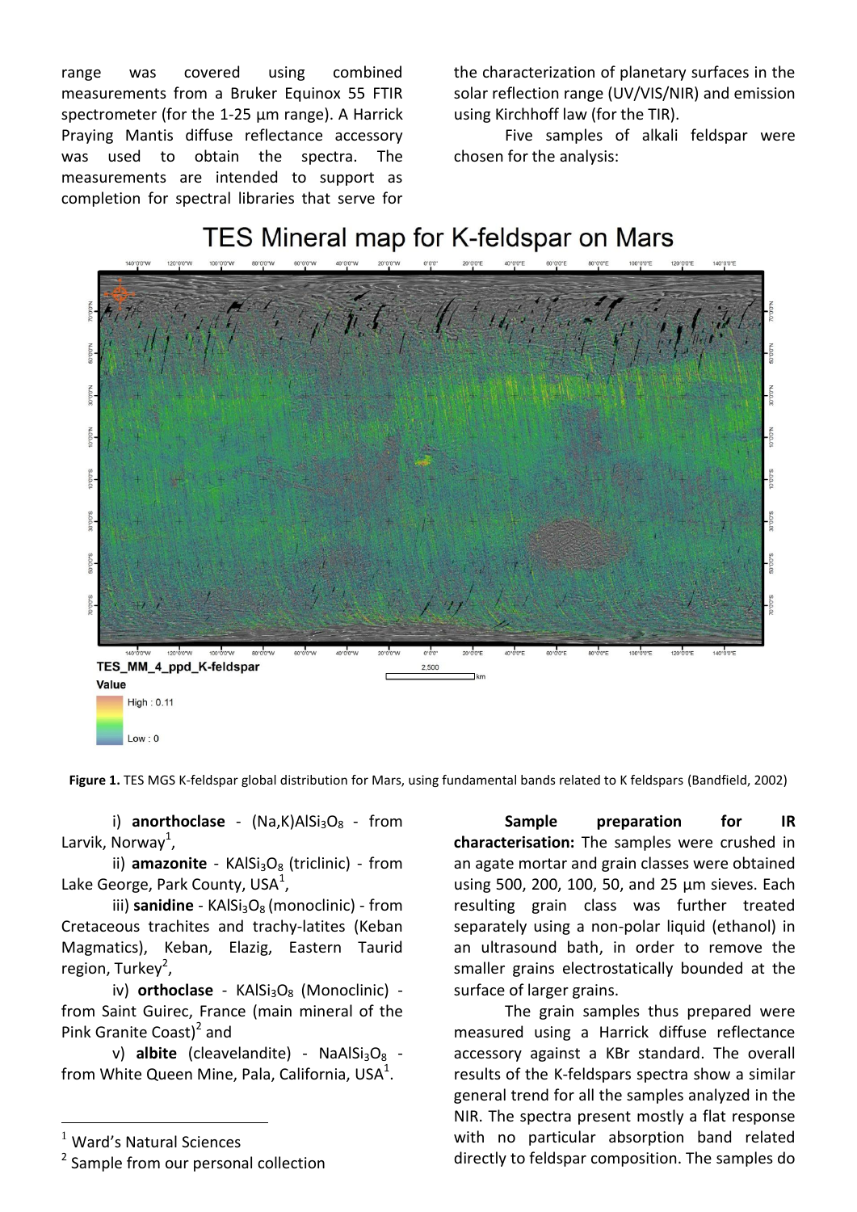range was covered using combined measurements from a Bruker Equinox 55 FTIR spectrometer (for the 1-25 µm range). A Harrick Praying Mantis diffuse reflectance accessory was used to obtain the spectra. The measurements are intended to support as completion for spectral libraries that serve for the characterization of planetary surfaces in the solar reflection range (UV/VIS/NIR) and emission using Kirchhoff law (for the TIR).

Five samples of alkali feldspar were chosen for the analysis:

TES Mineral map for K-feldspar on Mars

140°0'0"W 120°0'0"W 100°0'0"W 80°0'0"W 60°0'0"W 40°0'0"W 20°0'0"W 0°0'0" 20°0'0"E 40°0'0"E 60°0'0"E 80°0'0"E 100°0'0"E 120°0'0"E 140°0'0"E

70°0'0"N 50°0'0"N 30°0'0"N 10°0'0"N 10°0'0"S 30°0'0"S 50°0'0"S 70°0'0"S

TES_MM_4_ppd_K-feldspar

Value

High : 0.11

Low : 0

2,500

km

**Figure 1.** TES MGS K-feldspar global distribution for Mars, using fundamental bands related to K feldspars (Bandfield, 2002)

i) **anorthoclase** - $(Na,K)AlSi_3O_8$ - from Larvik, Norway[1],

ii) **amazonite** - $KAlSi_3O_8$ (triclinic) - from Lake George, Park County, USA[1],

iii) **sanidine** - $KAlSi_3O_8$ (monoclinic) - from Cretaceous trachites and trachy-latites (Keban Magmatics), Keban, Elazig, Eastern Taurid region, Turkey[2],

iv) **orthoclase** - $KAlSi_3O_8$ (Monoclinic) - from Saint Guirec, France (main mineral of the Pink Granite Coast)[2] and

v) **albite** (cleavelandite) - $NaAlSi_3O_8$ - from White Queen Mine, Pala, California, USA[1].

**Sample preparation for IR characterisation:** The samples were crushed in an agate mortar and grain classes were obtained using 500, 200, 100, 50, and 25 µm sieves. Each resulting grain class was further treated separately using a non-polar liquid (ethanol) in an ultrasound bath, in order to remove the smaller grains electrostatically bounded at the surface of larger grains.

The grain samples thus prepared were measured using a Harrick diffuse reflectance accessory against a KBr standard. The overall results of the K-feldspars spectra show a similar general trend for all the samples analyzed in the NIR. The spectra present mostly a flat response with no particular absorption band related directly to feldspar composition. The samples do

[1] Ward's Natural Sciences

[2] Sample from our personal collection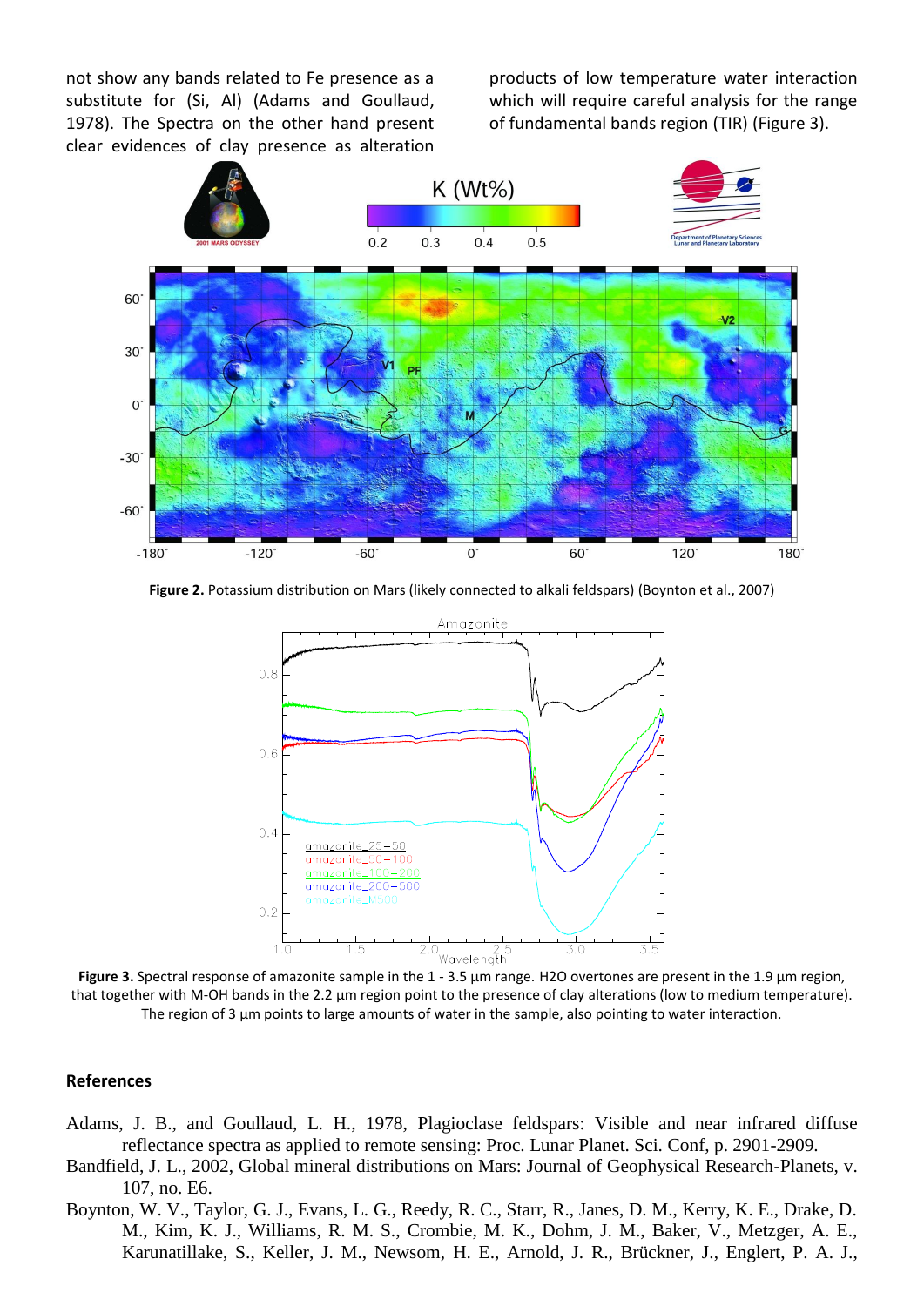not show any bands related to Fe presence as a substitute for (Si, Al) (Adams and Goullaud, 1978). The Spectra on the other hand present clear evidences of clay presence as alteration products of low temperature water interaction which will require careful analysis for the range of fundamental bands region (TIR) (Figure 3).

K (Wt%)

0.2 0.3 0.4 0.5

2001 MARS ODYSSEY

Department of Planetary Sciences
Lunar and Planetary Laboratory

60˚
30˚
0˚
-30˚
-60˚

-180˚ -120˚ -60˚ 0˚ 60˚ 120˚ 180˚

V1 PF M V2 G

**Figure 2.** Potassium distribution on Mars (likely connected to alkali feldspars) (Boynton et al., 2007)

Amazonite

0.8
0.6
0.4
0.2

1.0 1.5 2.0 2.5 3.0 3.5

Wavelength

amazonite_25-50
amazonite_50-100
amazonite_100-200
amazonite_200-500
amazonite_M500

**Figure 3.** Spectral response of amazonite sample in the 1 - 3.5 µm range. H2O overtones are present in the 1.9 µm region, that together with M-OH bands in the 2.2 µm region point to the presence of clay alterations (low to medium temperature). The region of 3 µm points to large amounts of water in the sample, also pointing to water interaction.

## References

Adams, J. B., and Goullaud, L. H., 1978, Plagioclase feldspars: Visible and near infrared diffuse reflectance spectra as applied to remote sensing: Proc. Lunar Planet. Sci. Conf, p. 2901-2909.

Bandfield, J. L., 2002, Global mineral distributions on Mars: Journal of Geophysical Research-Planets, v. 107, no. E6.

Boynton, W. V., Taylor, G. J., Evans, L. G., Reedy, R. C., Starr, R., Janes, D. M., Kerry, K. E., Drake, D. M., Kim, K. J., Williams, R. M. S., Crombie, M. K., Dohm, J. M., Baker, V., Metzger, A. E., Karunatillake, S., Keller, J. M., Newsom, H. E., Arnold, J. R., Brückner, J., Englert, P. A. J.,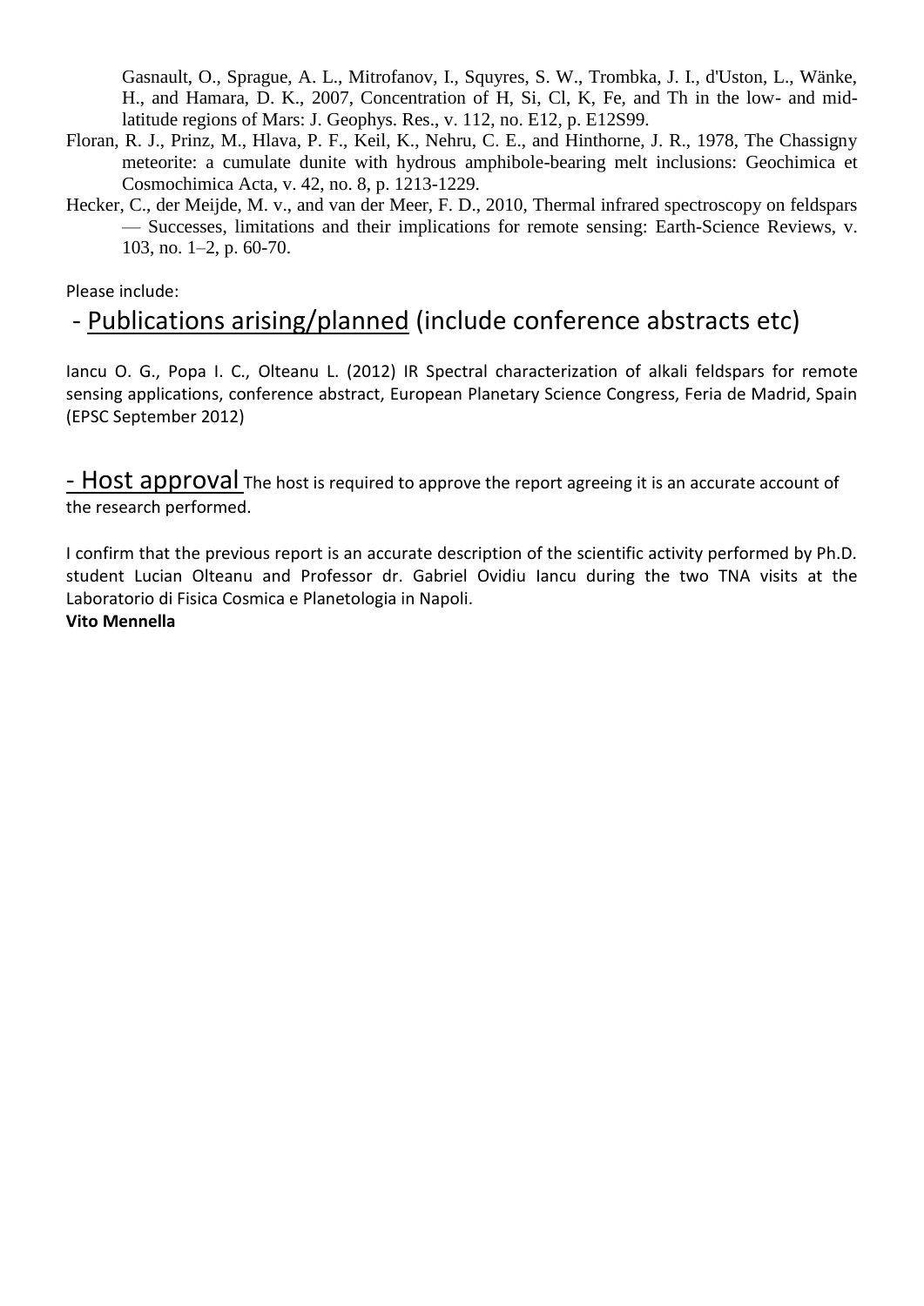Gasnault, O., Sprague, A. L., Mitrofanov, I., Squyres, S. W., Trombka, J. I., d'Uston, L., Wänke, H., and Hamara, D. K., 2007, Concentration of H, Si, Cl, K, Fe, and Th in the low- and mid-latitude regions of Mars: J. Geophys. Res., v. 112, no. E12, p. E12S99.

Floran, R. J., Prinz, M., Hlava, P. F., Keil, K., Nehru, C. E., and Hinthorne, J. R., 1978, The Chassigny meteorite: a cumulate dunite with hydrous amphibole-bearing melt inclusions: Geochimica et Cosmochimica Acta, v. 42, no. 8, p. 1213-1229.

Hecker, C., der Meijde, M. v., and van der Meer, F. D., 2010, Thermal infrared spectroscopy on feldspars — Successes, limitations and their implications for remote sensing: Earth-Science Reviews, v. 103, no. 1–2, p. 60-70.

Please include:

## - Publications arising/planned (include conference abstracts etc)

Iancu O. G., Popa I. C., Olteanu L. (2012) IR Spectral characterization of alkali feldspars for remote sensing applications, conference abstract, European Planetary Science Congress, Feria de Madrid, Spain (EPSC September 2012)

## - Host approval

The host is required to approve the report agreeing it is an accurate account of the research performed.

I confirm that the previous report is an accurate description of the scientific activity performed by Ph.D. student Lucian Olteanu and Professor dr. Gabriel Ovidiu Iancu during the two TNA visits at the Laboratorio di Fisica Cosmica e Planetologia in Napoli.

**Vito Mennella**